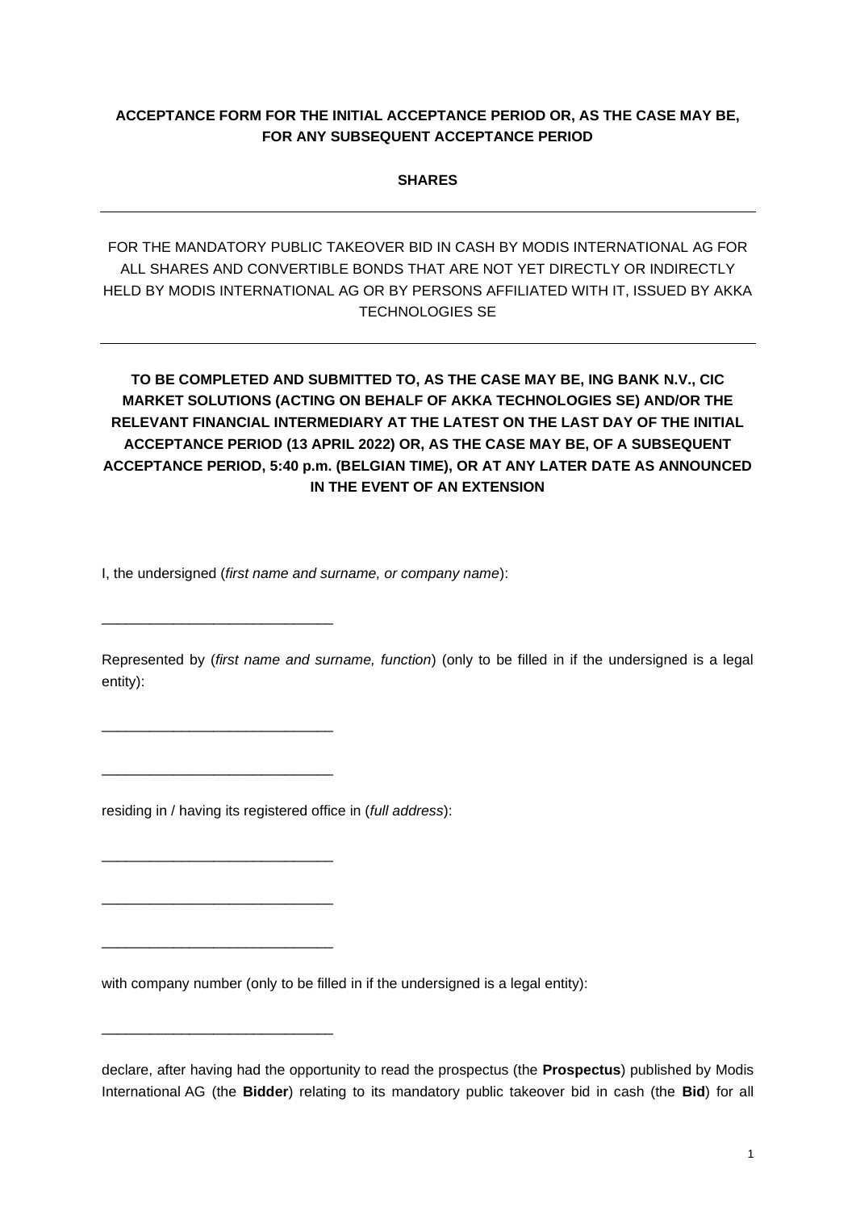**ACCEPTANCE FORM FOR THE INITIAL ACCEPTANCE PERIOD OR, AS THE CASE MAY BE, FOR ANY SUBSEQUENT ACCEPTANCE PERIOD**

**SHARES**

---

FOR THE MANDATORY PUBLIC TAKEOVER BID IN CASH BY MODIS INTERNATIONAL AG FOR ALL SHARES AND CONVERTIBLE BONDS THAT ARE NOT YET DIRECTLY OR INDIRECTLY HELD BY MODIS INTERNATIONAL AG OR BY PERSONS AFFILIATED WITH IT, ISSUED BY AKKA TECHNOLOGIES SE

---

**TO BE COMPLETED AND SUBMITTED TO, AS THE CASE MAY BE, ING BANK N.V., CIC MARKET SOLUTIONS (ACTING ON BEHALF OF AKKA TECHNOLOGIES SE) AND/OR THE RELEVANT FINANCIAL INTERMEDIARY AT THE LATEST ON THE LAST DAY OF THE INITIAL ACCEPTANCE PERIOD (13 APRIL 2022) OR, AS THE CASE MAY BE, OF A SUBSEQUENT ACCEPTANCE PERIOD, 5:40 p.m. (BELGIAN TIME), OR AT ANY LATER DATE AS ANNOUNCED IN THE EVENT OF AN EXTENSION**

I, the undersigned (*first name and surname, or company name*):

_____________________________

Represented by (*first name and surname, function*) (only to be filled in if the undersigned is a legal entity):

_____________________________

_____________________________

residing in / having its registered office in (*full address*):

_____________________________

_____________________________

_____________________________

with company number (only to be filled in if the undersigned is a legal entity):

_____________________________

declare, after having had the opportunity to read the prospectus (the **Prospectus**) published by Modis International AG (the **Bidder**) relating to its mandatory public takeover bid in cash (the **Bid**) for all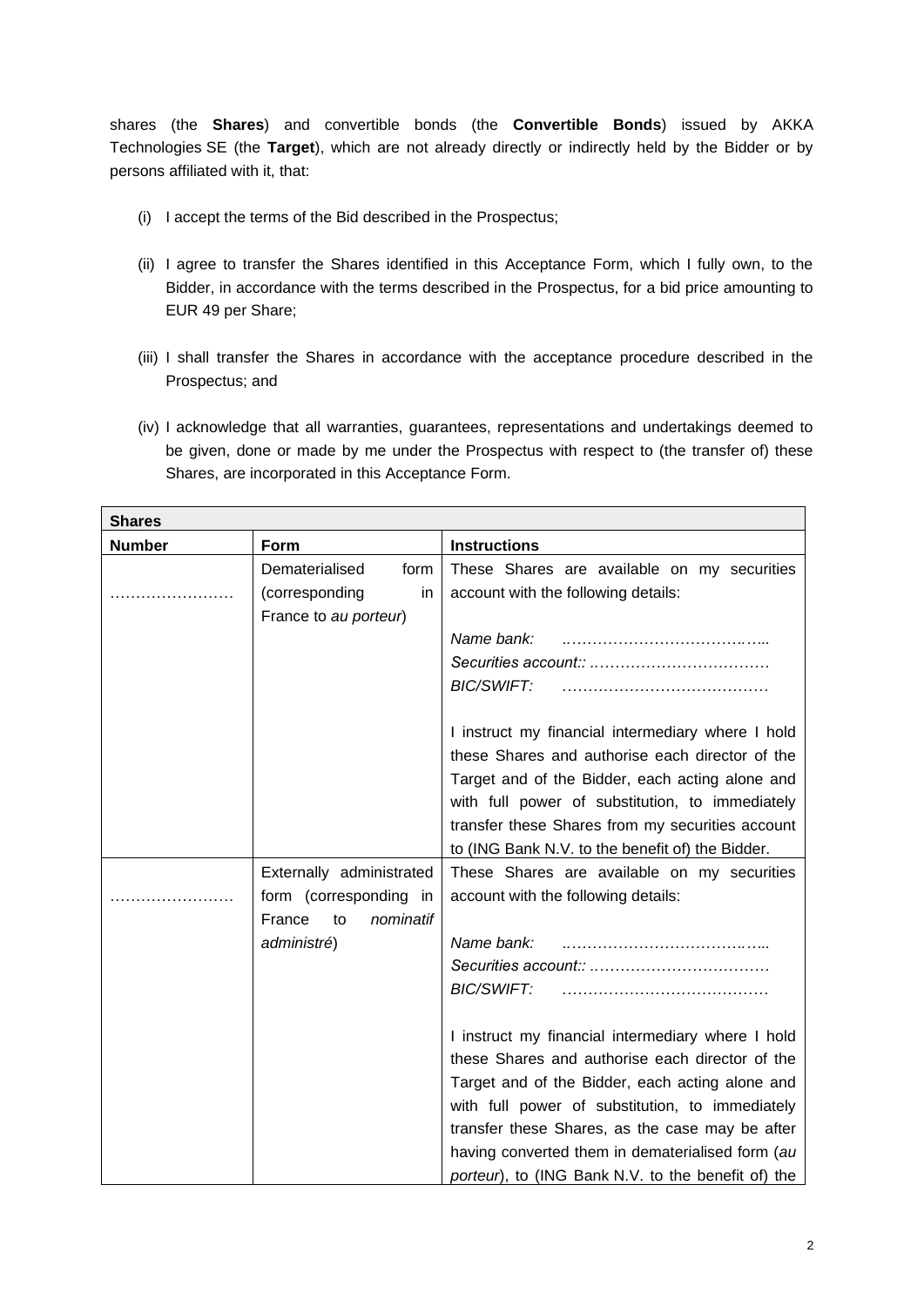shares (the **Shares**) and convertible bonds (the **Convertible Bonds**) issued by AKKA Technologies SE (the **Target**), which are not already directly or indirectly held by the Bidder or by persons affiliated with it, that:

(i) I accept the terms of the Bid described in the Prospectus;

(ii) I agree to transfer the Shares identified in this Acceptance Form, which I fully own, to the Bidder, in accordance with the terms described in the Prospectus, for a bid price amounting to EUR 49 per Share;

(iii) I shall transfer the Shares in accordance with the acceptance procedure described in the Prospectus; and

(iv) I acknowledge that all warranties, guarantees, representations and undertakings deemed to be given, done or made by me under the Prospectus with respect to (the transfer of) these Shares, are incorporated in this Acceptance Form.

| **Shares** | | |
|---|---|---|
| **Number** | **Form** | **Instructions** |
| …………………… | Dematerialised form (corresponding in France to *au porteur*) | These Shares are available on my securities account with the following details:<br><br>*Name bank:* ..……………………………..<br>*Securities account::* ..…………………………….<br>*BIC/SWIFT:* ………………………………….<br><br>I instruct my financial intermediary where I hold these Shares and authorise each director of the Target and of the Bidder, each acting alone and with full power of substitution, to immediately transfer these Shares from my securities account to (ING Bank N.V. to the benefit of) the Bidder. |
| …………………… | Externally administrated form (corresponding in France to *nominatif administré*) | These Shares are available on my securities account with the following details:<br><br>*Name bank:* ..……………………………..<br>*Securities account::* ..…………………………….<br>*BIC/SWIFT:* ………………………………….<br><br>I instruct my financial intermediary where I hold these Shares and authorise each director of the Target and of the Bidder, each acting alone and with full power of substitution, to immediately transfer these Shares, as the case may be after having converted them in dematerialised form (*au porteur*), to (ING Bank N.V. to the benefit of) the |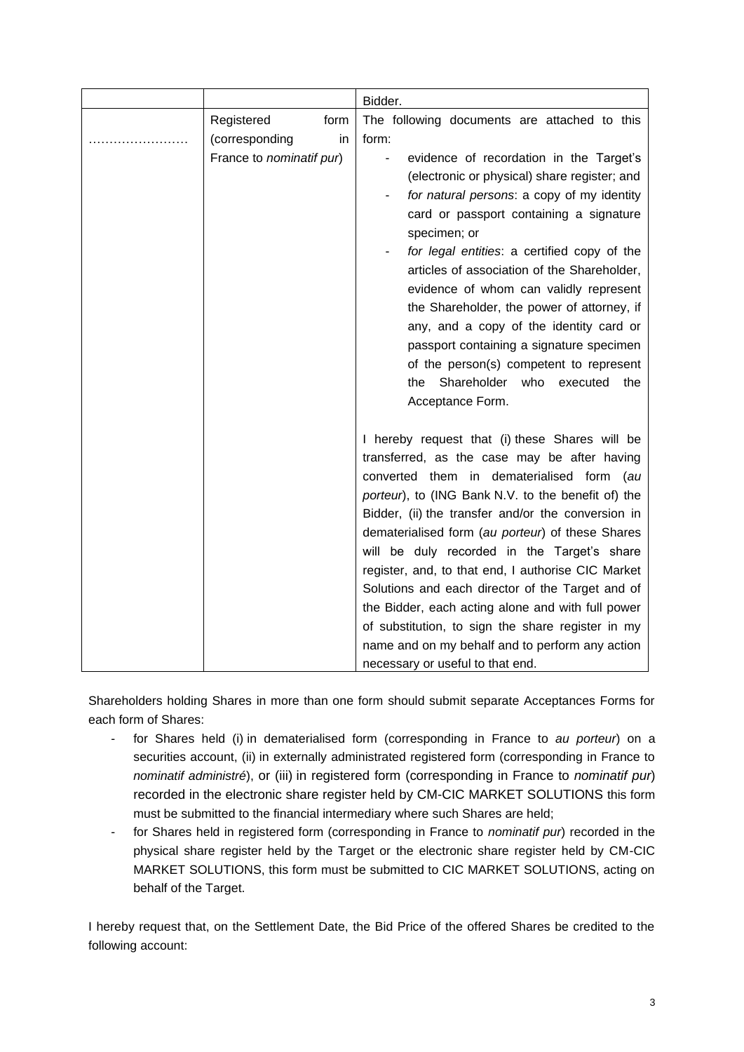| | | |
|---|---|---|
| | | Bidder. |
| …………………… | Registered form (corresponding in France to *nominatif pur*) | The following documents are attached to this form:<br>- evidence of recordation in the Target's (electronic or physical) share register; and<br>- *for natural persons*: a copy of my identity card or passport containing a signature specimen; or<br>- *for legal entities*: a certified copy of the articles of association of the Shareholder, evidence of whom can validly represent the Shareholder, the power of attorney, if any, and a copy of the identity card or passport containing a signature specimen of the person(s) competent to represent the Shareholder who executed the Acceptance Form.<br><br>I hereby request that (i) these Shares will be transferred, as the case may be after having converted them in dematerialised form (*au porteur*), to (ING Bank N.V. to the benefit of) the Bidder, (ii) the transfer and/or the conversion in dematerialised form (*au porteur*) of these Shares will be duly recorded in the Target's share register, and, to that end, I authorise CIC Market Solutions and each director of the Target and of the Bidder, each acting alone and with full power of substitution, to sign the share register in my name and on my behalf and to perform any action necessary or useful to that end. |

Shareholders holding Shares in more than one form should submit separate Acceptances Forms for each form of Shares:

- for Shares held (i) in dematerialised form (corresponding in France to *au porteur*) on a securities account, (ii) in externally administrated registered form (corresponding in France to *nominatif administré*), or (iii) in registered form (corresponding in France to *nominatif pur*) recorded in the electronic share register held by CM-CIC MARKET SOLUTIONS this form must be submitted to the financial intermediary where such Shares are held;
- for Shares held in registered form (corresponding in France to *nominatif pur*) recorded in the physical share register held by the Target or the electronic share register held by CM-CIC MARKET SOLUTIONS, this form must be submitted to CIC MARKET SOLUTIONS, acting on behalf of the Target.

I hereby request that, on the Settlement Date, the Bid Price of the offered Shares be credited to the following account: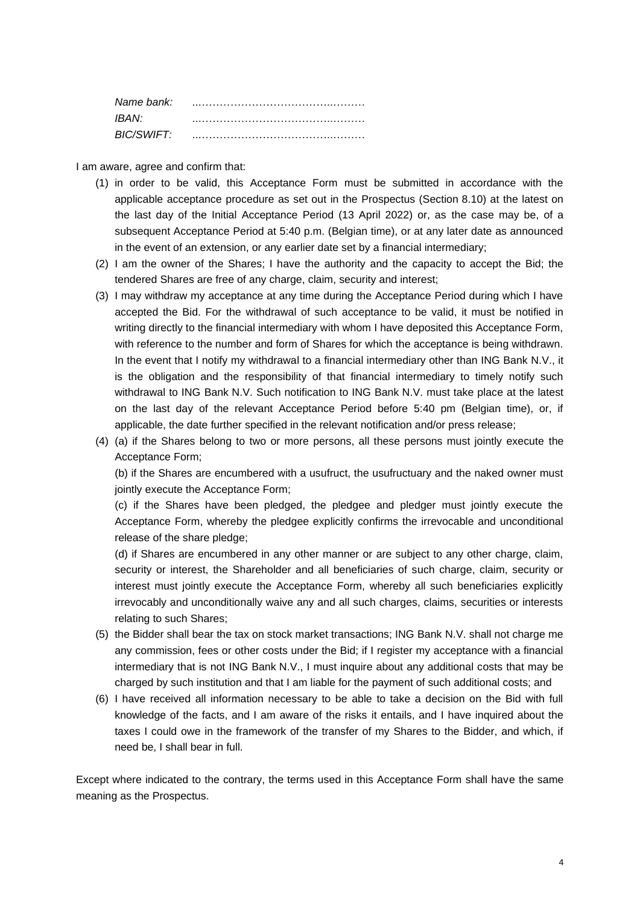*Name bank:* ..…………………………………..………

*IBAN:* ..…………………………………..………

*BIC/SWIFT:* ..…………………………………..………

I am aware, agree and confirm that:

(1) in order to be valid, this Acceptance Form must be submitted in accordance with the applicable acceptance procedure as set out in the Prospectus (Section 8.10) at the latest on the last day of the Initial Acceptance Period (13 April 2022) or, as the case may be, of a subsequent Acceptance Period at 5:40 p.m. (Belgian time), or at any later date as announced in the event of an extension, or any earlier date set by a financial intermediary;

(2) I am the owner of the Shares; I have the authority and the capacity to accept the Bid; the tendered Shares are free of any charge, claim, security and interest;

(3) I may withdraw my acceptance at any time during the Acceptance Period during which I have accepted the Bid. For the withdrawal of such acceptance to be valid, it must be notified in writing directly to the financial intermediary with whom I have deposited this Acceptance Form, with reference to the number and form of Shares for which the acceptance is being withdrawn. In the event that I notify my withdrawal to a financial intermediary other than ING Bank N.V., it is the obligation and the responsibility of that financial intermediary to timely notify such withdrawal to ING Bank N.V. Such notification to ING Bank N.V. must take place at the latest on the last day of the relevant Acceptance Period before 5:40 pm (Belgian time), or, if applicable, the date further specified in the relevant notification and/or press release;

(4) (a) if the Shares belong to two or more persons, all these persons must jointly execute the Acceptance Form;

(b) if the Shares are encumbered with a usufruct, the usufructuary and the naked owner must jointly execute the Acceptance Form;

(c) if the Shares have been pledged, the pledgee and pledger must jointly execute the Acceptance Form, whereby the pledgee explicitly confirms the irrevocable and unconditional release of the share pledge;

(d) if Shares are encumbered in any other manner or are subject to any other charge, claim, security or interest, the Shareholder and all beneficiaries of such charge, claim, security or interest must jointly execute the Acceptance Form, whereby all such beneficiaries explicitly irrevocably and unconditionally waive any and all such charges, claims, securities or interests relating to such Shares;

(5) the Bidder shall bear the tax on stock market transactions; ING Bank N.V. shall not charge me any commission, fees or other costs under the Bid; if I register my acceptance with a financial intermediary that is not ING Bank N.V., I must inquire about any additional costs that may be charged by such institution and that I am liable for the payment of such additional costs; and

(6) I have received all information necessary to be able to take a decision on the Bid with full knowledge of the facts, and I am aware of the risks it entails, and I have inquired about the taxes I could owe in the framework of the transfer of my Shares to the Bidder, and which, if need be, I shall bear in full.

Except where indicated to the contrary, the terms used in this Acceptance Form shall have the same meaning as the Prospectus.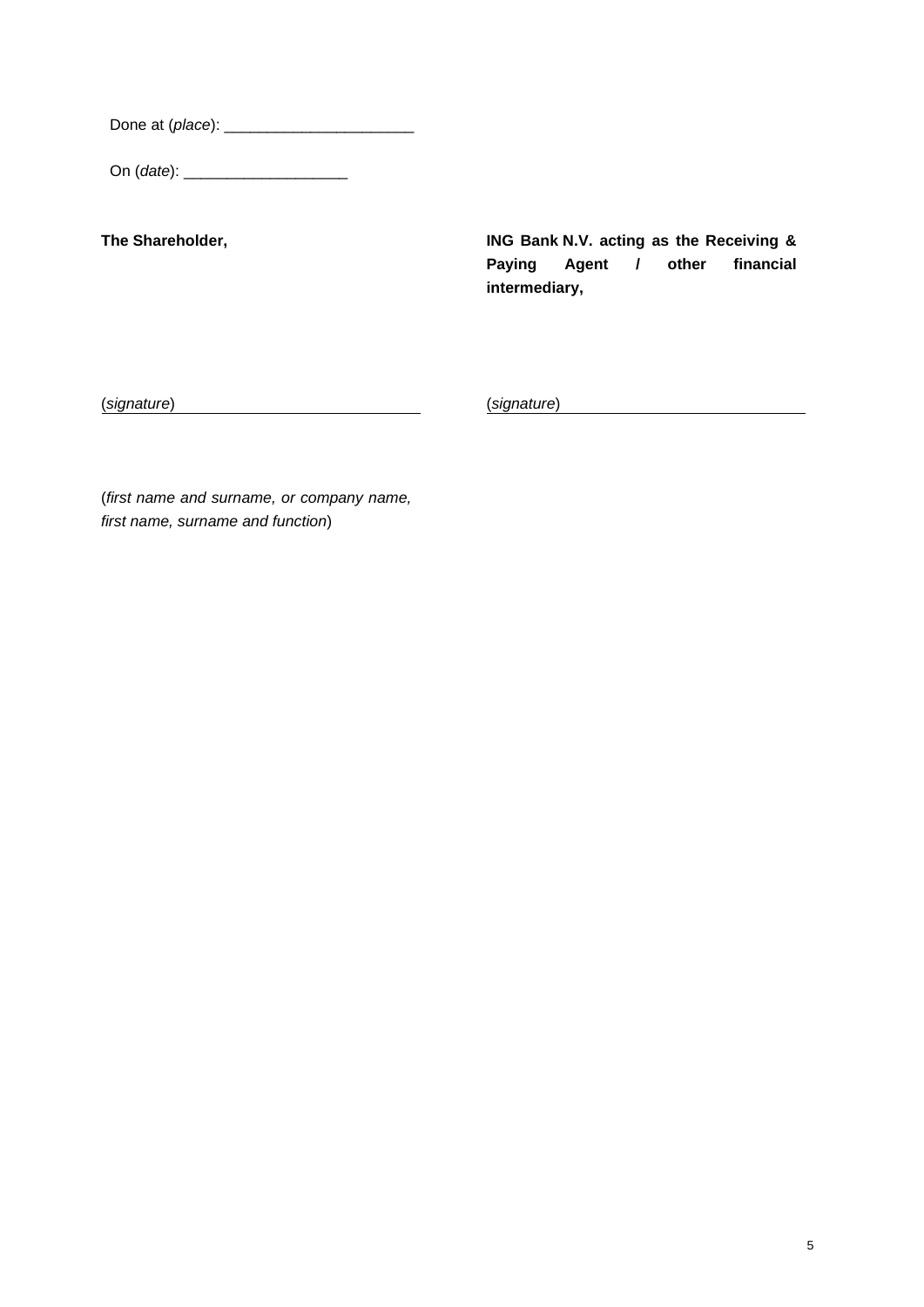Done at (*place*): ______________________

On (*date*): ___________________

**The Shareholder,**

**ING Bank N.V. acting as the Receiving & Paying Agent / other financial intermediary,**

(*signature*) ______________________________

(*signature*) ______________________________

(*first name and surname, or company name, first name, surname and function*)